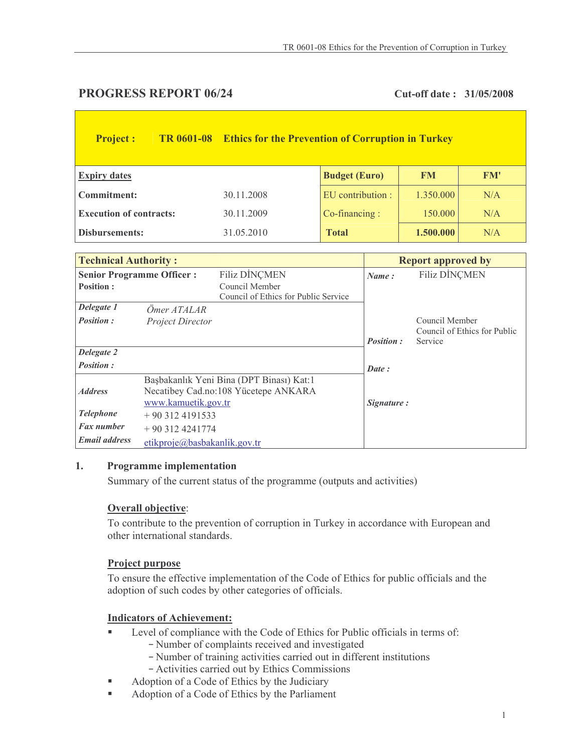## PROGRESS REPORT 06/24

**Cut-off date : 31/05/2008**

| **Project :** | **TR 0601-08 Ethics for the Prevention of Corruption in Turkey** | | | |
|---|---|---|---|---|
| **Expiry dates** | | **Budget (Euro)** | **FM** | **FM'** |
| **Commitment:** | 30.11.2008 | EU contribution : | 1.350.000 | N/A |
| **Execution of contracts:** | 30.11.2009 | Co-financing : | 150.000 | N/A |
| **Disbursements:** | 31.05.2010 | **Total** | **1.500.000** | N/A |

| **Technical Authority :** | | **Report approved by** |
|---|---|---|
| **Senior Programme Officer :** **Position :** | Filiz DİNÇMEN Council Member Council of Ethics for Public Service | ***Name :*** Filiz DİNÇMEN |
| ***Delegate 1*** ***Position :*** | *Ömer ATALAR* *Project Director* | ***Position :*** Council Member Council of Ethics for Public Service |
| ***Delegate 2*** ***Position :*** | | ***Date :*** |
| ***Address*** | Başbakanlık Yeni Bina (DPT Binası) Kat:1 Necatibey Cad.no:108 Yücetepe ANKARA www.kamuetik.gov.tr | ***Signature :*** |
| ***Telephone*** | + 90 312 4191533 | |
| ***Fax number*** | + 90 312 4241774 | |
| ***Email address*** | etikproje@basbakanlik.gov.tr | |

### 1. Programme implementation

Summary of the current status of the programme (outputs and activities)

**Overall objective**:

To contribute to the prevention of corruption in Turkey in accordance with European and other international standards.

**Project purpose**

To ensure the effective implementation of the Code of Ethics for public officials and the adoption of such codes by other categories of officials.

**Indicators of Achievement:**

- Level of compliance with the Code of Ethics for Public officials in terms of:
  - Number of complaints received and investigated
  - Number of training activities carried out in different institutions
  - Activities carried out by Ethics Commissions
- Adoption of a Code of Ethics by the Judiciary
- Adoption of a Code of Ethics by the Parliament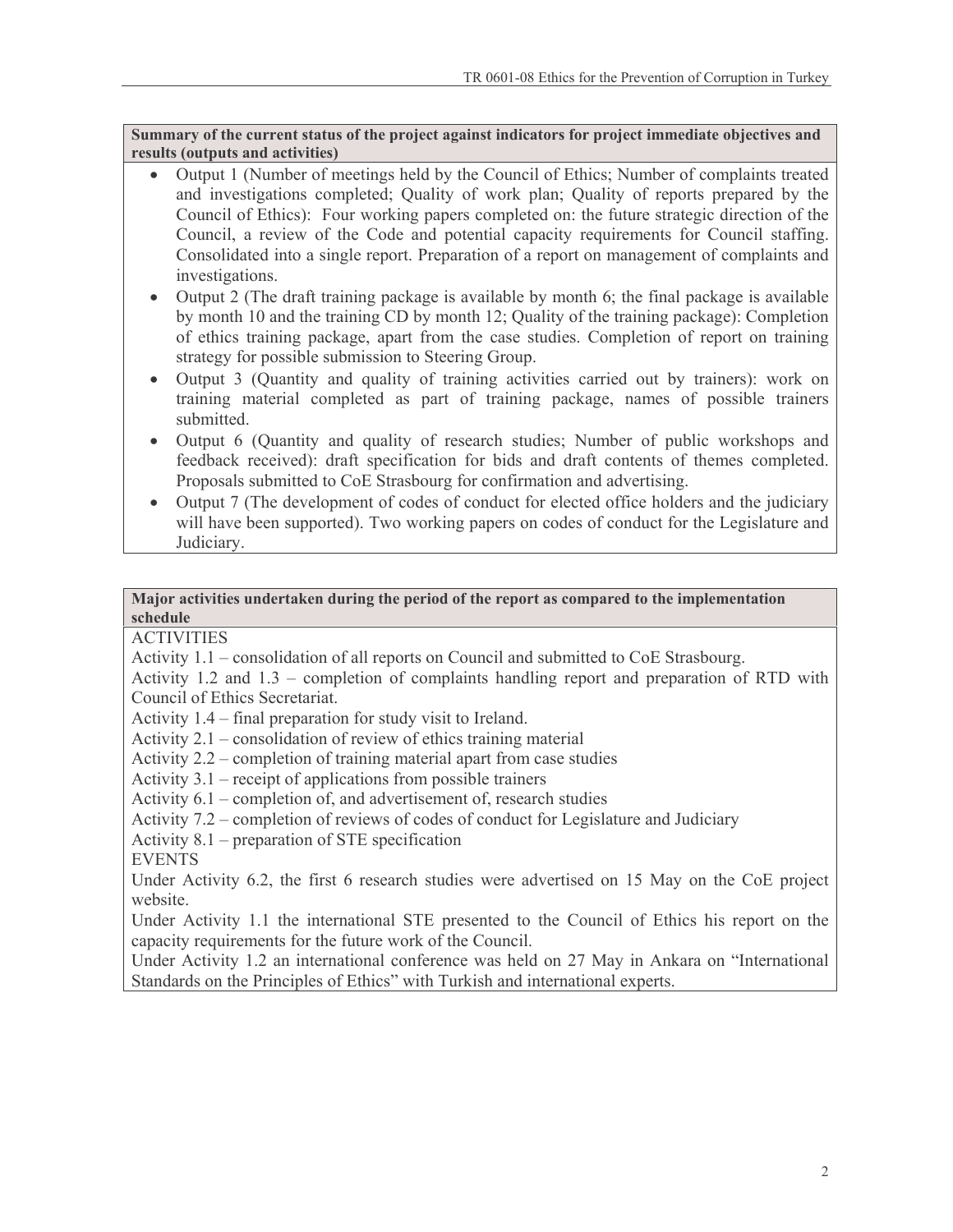**Summary of the current status of the project against indicators for project immediate objectives and results (outputs and activities)**

- Output 1 (Number of meetings held by the Council of Ethics; Number of complaints treated and investigations completed; Quality of work plan; Quality of reports prepared by the Council of Ethics): Four working papers completed on: the future strategic direction of the Council, a review of the Code and potential capacity requirements for Council staffing. Consolidated into a single report. Preparation of a report on management of complaints and investigations.
- Output 2 (The draft training package is available by month 6; the final package is available by month 10 and the training CD by month 12; Quality of the training package): Completion of ethics training package, apart from the case studies. Completion of report on training strategy for possible submission to Steering Group.
- Output 3 (Quantity and quality of training activities carried out by trainers): work on training material completed as part of training package, names of possible trainers submitted.
- Output 6 (Quantity and quality of research studies; Number of public workshops and feedback received): draft specification for bids and draft contents of themes completed. Proposals submitted to CoE Strasbourg for confirmation and advertising.
- Output 7 (The development of codes of conduct for elected office holders and the judiciary will have been supported). Two working papers on codes of conduct for the Legislature and Judiciary.

**Major activities undertaken during the period of the report as compared to the implementation schedule**

ACTIVITIES

Activity 1.1 – consolidation of all reports on Council and submitted to CoE Strasbourg.

Activity 1.2 and 1.3 – completion of complaints handling report and preparation of RTD with Council of Ethics Secretariat.

Activity 1.4 – final preparation for study visit to Ireland.

Activity 2.1 – consolidation of review of ethics training material

Activity 2.2 – completion of training material apart from case studies

Activity 3.1 – receipt of applications from possible trainers

Activity 6.1 – completion of, and advertisement of, research studies

Activity 7.2 – completion of reviews of codes of conduct for Legislature and Judiciary

Activity 8.1 – preparation of STE specification

EVENTS

Under Activity 6.2, the first 6 research studies were advertised on 15 May on the CoE project website.

Under Activity 1.1 the international STE presented to the Council of Ethics his report on the capacity requirements for the future work of the Council.

Under Activity 1.2 an international conference was held on 27 May in Ankara on "International Standards on the Principles of Ethics" with Turkish and international experts.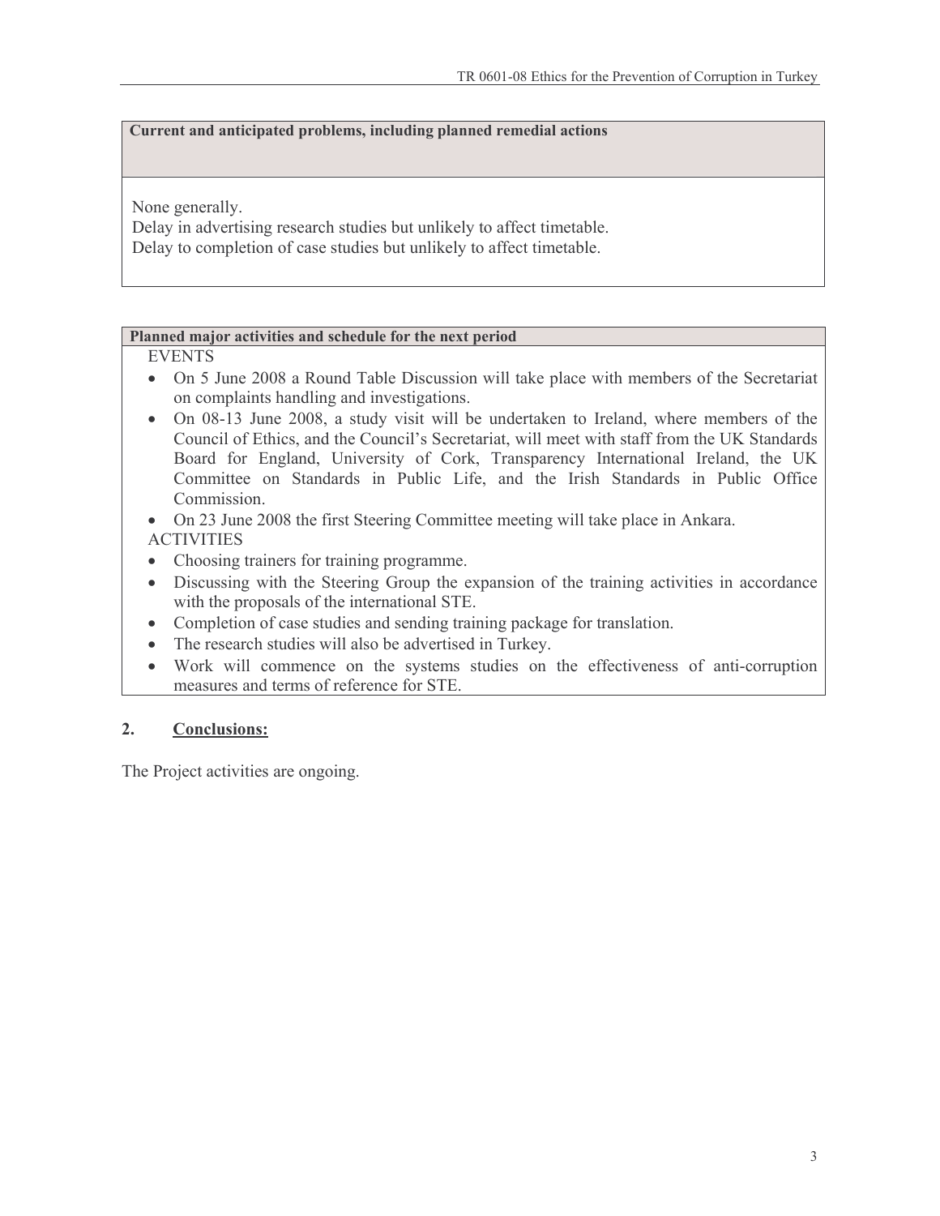**Current and anticipated problems, including planned remedial actions**

None generally.
Delay in advertising research studies but unlikely to affect timetable.
Delay to completion of case studies but unlikely to affect timetable.

**Planned major activities and schedule for the next period**

EVENTS

- On 5 June 2008 a Round Table Discussion will take place with members of the Secretariat on complaints handling and investigations.
- On 08-13 June 2008, a study visit will be undertaken to Ireland, where members of the Council of Ethics, and the Council's Secretariat, will meet with staff from the UK Standards Board for England, University of Cork, Transparency International Ireland, the UK Committee on Standards in Public Life, and the Irish Standards in Public Office Commission.
- On 23 June 2008 the first Steering Committee meeting will take place in Ankara.

ACTIVITIES

- Choosing trainers for training programme.
- Discussing with the Steering Group the expansion of the training activities in accordance with the proposals of the international STE.
- Completion of case studies and sending training package for translation.
- The research studies will also be advertised in Turkey.
- Work will commence on the systems studies on the effectiveness of anti-corruption measures and terms of reference for STE.

## 2. Conclusions:

The Project activities are ongoing.